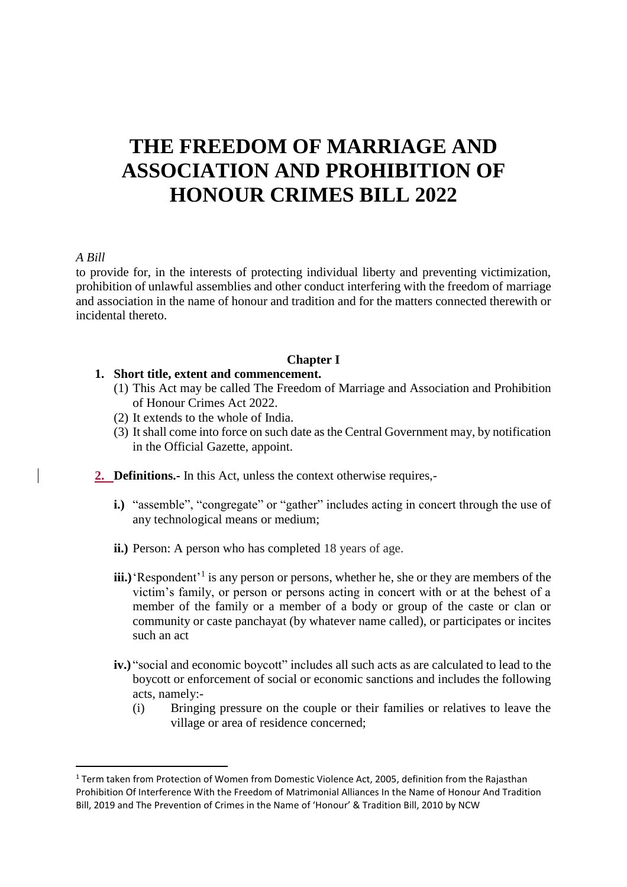# THE FREEDOM OF MARRIAGE AND ASSOCIATION AND PROHIBITION OF HONOUR CRIMES BILL 2022

*A Bill*

to provide for, in the interests of protecting individual liberty and preventing victimization, prohibition of unlawful assemblies and other conduct interfering with the freedom of marriage and association in the name of honour and tradition and for the matters connected therewith or incidental thereto.

## Chapter I

1. **Short title, extent and commencement.**
   (1) This Act may be called The Freedom of Marriage and Association and Prohibition of Honour Crimes Act 2022.
   (2) It extends to the whole of India.
   (3) It shall come into force on such date as the Central Government may, by notification in the Official Gazette, appoint.

2. **Definitions.-** In this Act, unless the context otherwise requires,-

   **i.)** "assemble", "congregate" or "gather" includes acting in concert through the use of any technological means or medium;

   **ii.)** Person: A person who has completed 18 years of age.

   **iii.)** 'Respondent'[1] is any person or persons, whether he, she or they are members of the victim's family, or person or persons acting in concert with or at the behest of a member of the family or a member of a body or group of the caste or clan or community or caste panchayat (by whatever name called), or participates or incites such an act

   **iv.)** "social and economic boycott" includes all such acts as are calculated to lead to the boycott or enforcement of social or economic sanctions and includes the following acts, namely:-
      (i) Bringing pressure on the couple or their families or relatives to leave the village or area of residence concerned;

[1] Term taken from Protection of Women from Domestic Violence Act, 2005, definition from the Rajasthan Prohibition Of Interference With the Freedom of Matrimonial Alliances In the Name of Honour And Tradition Bill, 2019 and The Prevention of Crimes in the Name of 'Honour' & Tradition Bill, 2010 by NCW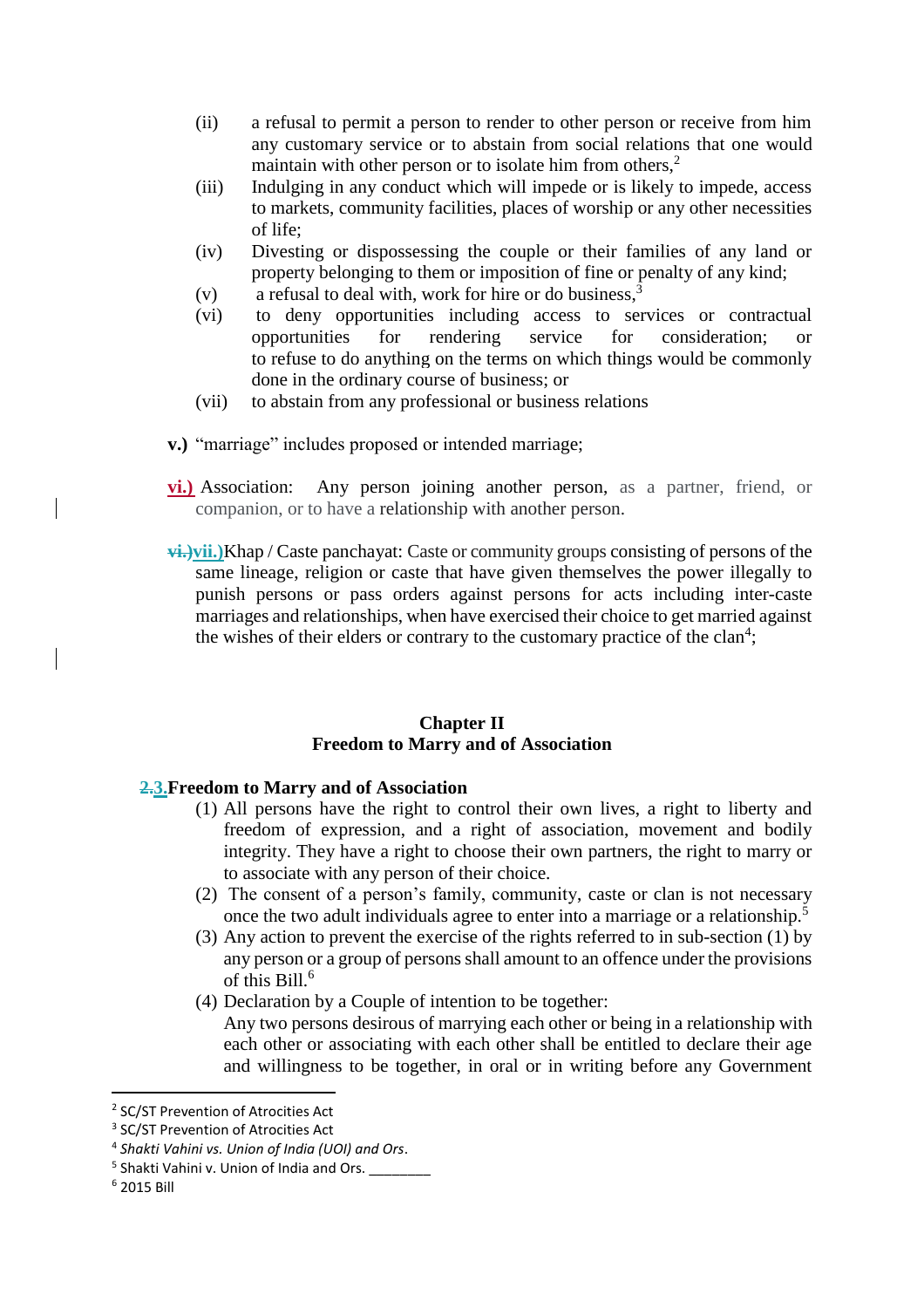(ii) a refusal to permit a person to render to other person or receive from him any customary service or to abstain from social relations that one would maintain with other person or to isolate him from others,[2]

(iii) Indulging in any conduct which will impede or is likely to impede, access to markets, community facilities, places of worship or any other necessities of life;

(iv) Divesting or dispossessing the couple or their families of any land or property belonging to them or imposition of fine or penalty of any kind;

(v) a refusal to deal with, work for hire or do business,[3]

(vi) to deny opportunities including access to services or contractual opportunities for rendering service for consideration; or to refuse to do anything on the terms on which things would be commonly done in the ordinary course of business; or

(vii) to abstain from any professional or business relations

**v.)** "marriage" includes proposed or intended marriage;

**vi.)** Association: Any person joining another person, as a partner, friend, or companion, or to have a relationship with another person.

~~vi.)~~**vii.)** Khap / Caste panchayat: Caste or community groups consisting of persons of the same lineage, religion or caste that have given themselves the power illegally to punish persons or pass orders against persons for acts including inter-caste marriages and relationships, when have exercised their choice to get married against the wishes of their elders or contrary to the customary practice of the clan[4];

## Chapter II
## Freedom to Marry and of Association

### ~~2.~~3. Freedom to Marry and of Association

(1) All persons have the right to control their own lives, a right to liberty and freedom of expression, and a right of association, movement and bodily integrity. They have a right to choose their own partners, the right to marry or to associate with any person of their choice.

(2) The consent of a person's family, community, caste or clan is not necessary once the two adult individuals agree to enter into a marriage or a relationship.[5]

(3) Any action to prevent the exercise of the rights referred to in sub-section (1) by any person or a group of persons shall amount to an offence under the provisions of this Bill.[6]

(4) Declaration by a Couple of intention to be together:
Any two persons desirous of marrying each other or being in a relationship with each other or associating with each other shall be entitled to declare their age and willingness to be together, in oral or in writing before any Government

---

[2] SC/ST Prevention of Atrocities Act

[3] SC/ST Prevention of Atrocities Act

[4] *Shakti Vahini vs. Union of India (UOI) and Ors*.

[5] Shakti Vahini v. Union of India and Ors. ________

[6] 2015 Bill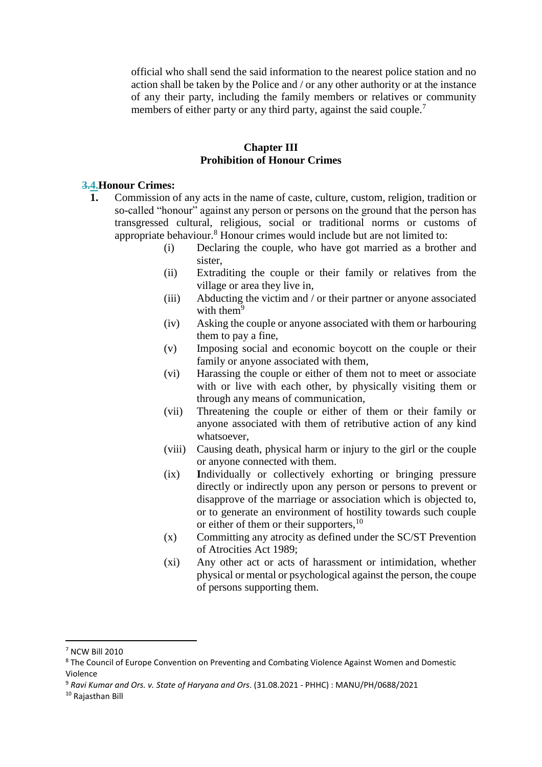official who shall send the said information to the nearest police station and no action shall be taken by the Police and / or any other authority or at the instance of any their party, including the family members or relatives or community members of either party or any third party, against the said couple.[7]

## Chapter III
## Prohibition of Honour Crimes

**3.4. Honour Crimes:**

**1.** Commission of any acts in the name of caste, culture, custom, religion, tradition or so-called "honour" against any person or persons on the ground that the person has transgressed cultural, religious, social or traditional norms or customs of appropriate behaviour.[8] Honour crimes would include but are not limited to:

- (i) Declaring the couple, who have got married as a brother and sister,
- (ii) Extraditing the couple or their family or relatives from the village or area they live in,
- (iii) Abducting the victim and / or their partner or anyone associated with them[9]
- (iv) Asking the couple or anyone associated with them or harbouring them to pay a fine,
- (v) Imposing social and economic boycott on the couple or their family or anyone associated with them,
- (vi) Harassing the couple or either of them not to meet or associate with or live with each other, by physically visiting them or through any means of communication,
- (vii) Threatening the couple or either of them or their family or anyone associated with them of retributive action of any kind whatsoever,
- (viii) Causing death, physical harm or injury to the girl or the couple or anyone connected with them.
- (ix) **I**ndividually or collectively exhorting or bringing pressure directly or indirectly upon any person or persons to prevent or disapprove of the marriage or association which is objected to, or to generate an environment of hostility towards such couple or either of them or their supporters,[10]
- (x) Committing any atrocity as defined under the SC/ST Prevention of Atrocities Act 1989;
- (xi) Any other act or acts of harassment or intimidation, whether physical or mental or psychological against the person, the coupe of persons supporting them.

---

[7] NCW Bill 2010

[8] The Council of Europe Convention on Preventing and Combating Violence Against Women and Domestic Violence

[9] *Ravi Kumar and Ors. v. State of Haryana and Ors*. (31.08.2021 - PHHC) : MANU/PH/0688/2021

[10] Rajasthan Bill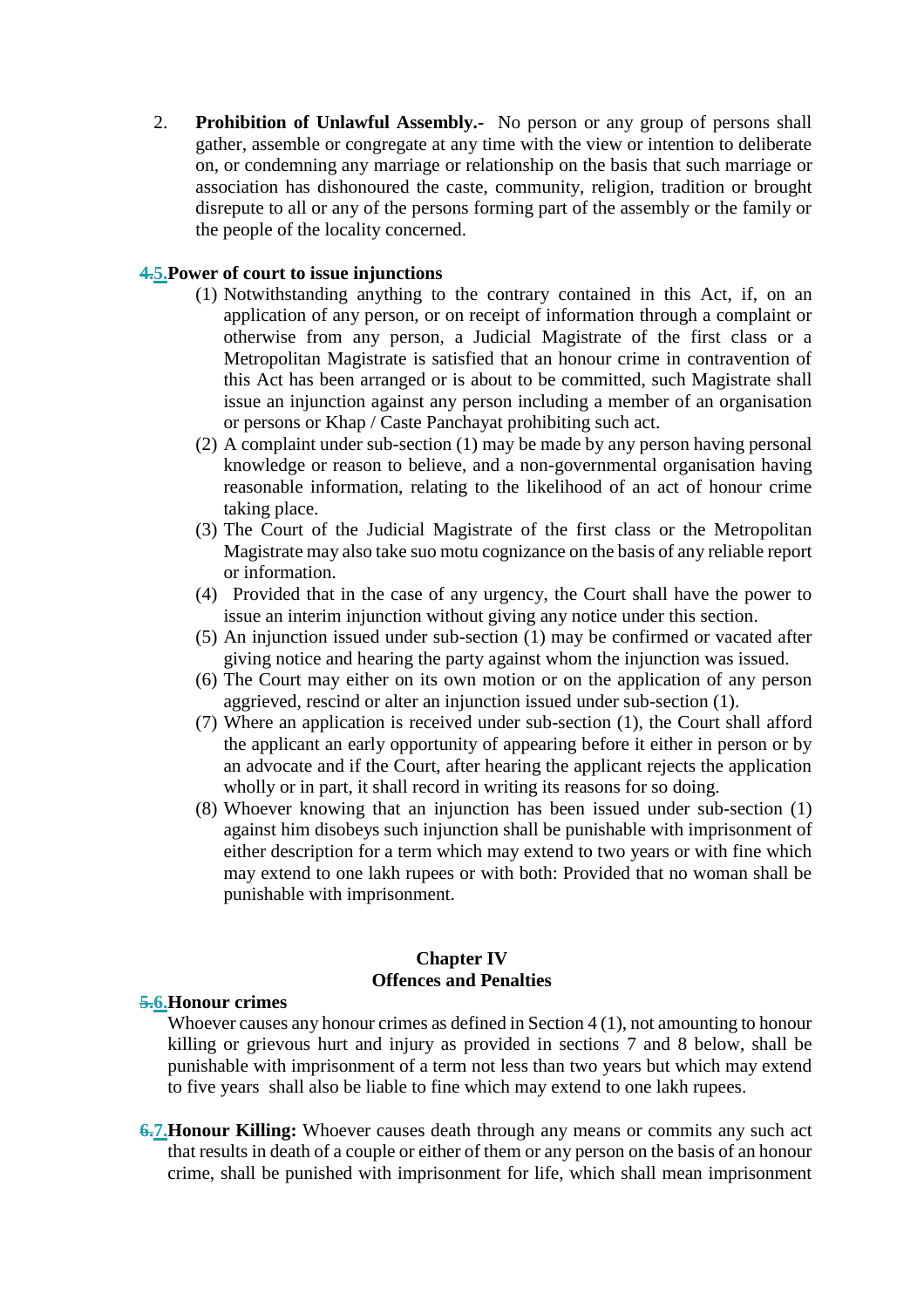2. **Prohibition of Unlawful Assembly.-** No person or any group of persons shall gather, assemble or congregate at any time with the view or intention to deliberate on, or condemning any marriage or relationship on the basis that such marriage or association has dishonoured the caste, community, religion, tradition or brought disrepute to all or any of the persons forming part of the assembly or the family or the people of the locality concerned.

**~~4.~~5. Power of court to issue injunctions**

(1) Notwithstanding anything to the contrary contained in this Act, if, on an application of any person, or on receipt of information through a complaint or otherwise from any person, a Judicial Magistrate of the first class or a Metropolitan Magistrate is satisfied that an honour crime in contravention of this Act has been arranged or is about to be committed, such Magistrate shall issue an injunction against any person including a member of an organisation or persons or Khap / Caste Panchayat prohibiting such act.

(2) A complaint under sub-section (1) may be made by any person having personal knowledge or reason to believe, and a non-governmental organisation having reasonable information, relating to the likelihood of an act of honour crime taking place.

(3) The Court of the Judicial Magistrate of the first class or the Metropolitan Magistrate may also take suo motu cognizance on the basis of any reliable report or information.

(4) Provided that in the case of any urgency, the Court shall have the power to issue an interim injunction without giving any notice under this section.

(5) An injunction issued under sub-section (1) may be confirmed or vacated after giving notice and hearing the party against whom the injunction was issued.

(6) The Court may either on its own motion or on the application of any person aggrieved, rescind or alter an injunction issued under sub-section (1).

(7) Where an application is received under sub-section (1), the Court shall afford the applicant an early opportunity of appearing before it either in person or by an advocate and if the Court, after hearing the applicant rejects the application wholly or in part, it shall record in writing its reasons for so doing.

(8) Whoever knowing that an injunction has been issued under sub-section (1) against him disobeys such injunction shall be punishable with imprisonment of either description for a term which may extend to two years or with fine which may extend to one lakh rupees or with both: Provided that no woman shall be punishable with imprisonment.

## Chapter IV
## Offences and Penalties

**~~5.~~6. Honour crimes**

Whoever causes any honour crimes as defined in Section 4 (1), not amounting to honour killing or grievous hurt and injury as provided in sections 7 and 8 below, shall be punishable with imprisonment of a term not less than two years but which may extend to five years shall also be liable to fine which may extend to one lakh rupees.

**~~6.~~7. Honour Killing:** Whoever causes death through any means or commits any such act that results in death of a couple or either of them or any person on the basis of an honour crime, shall be punished with imprisonment for life, which shall mean imprisonment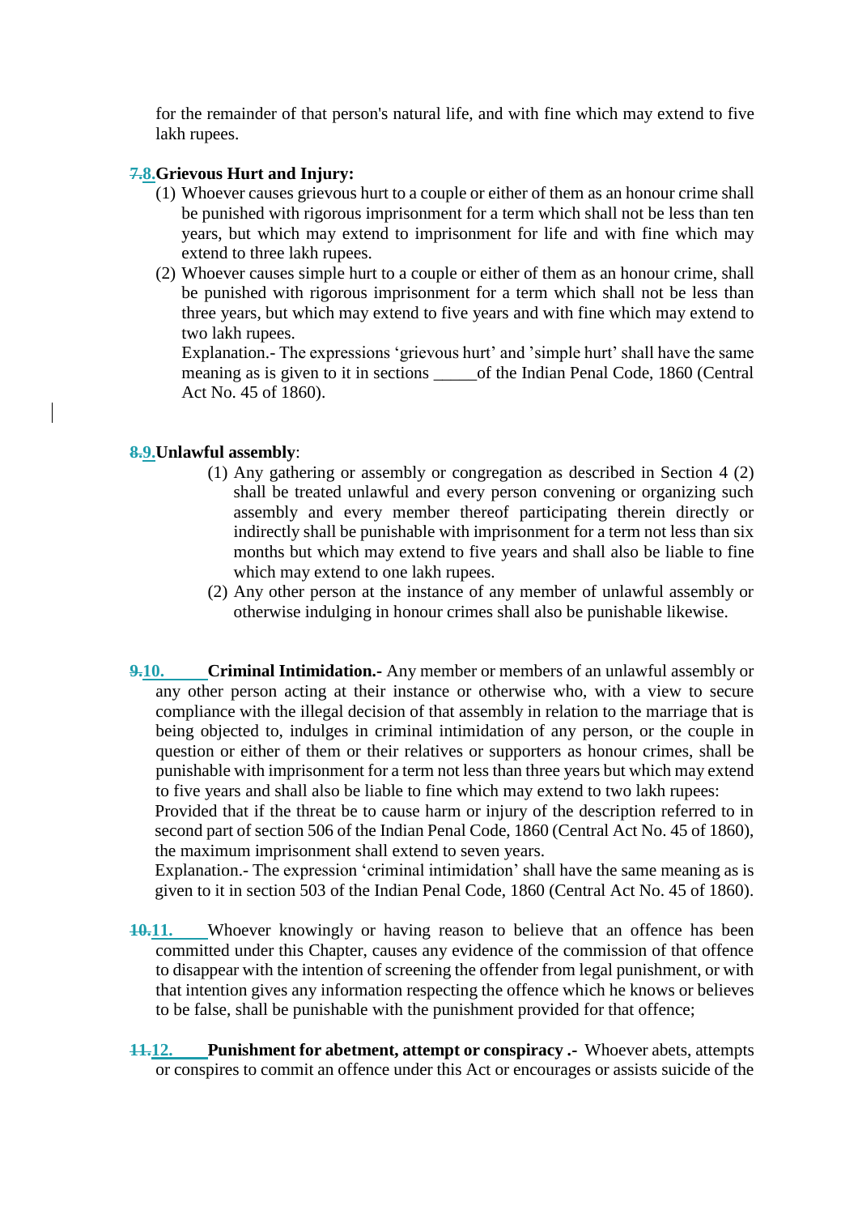for the remainder of that person's natural life, and with fine which may extend to five lakh rupees.

~~7.~~8. **Grievous Hurt and Injury:**

(1) Whoever causes grievous hurt to a couple or either of them as an honour crime shall be punished with rigorous imprisonment for a term which shall not be less than ten years, but which may extend to imprisonment for life and with fine which may extend to three lakh rupees.

(2) Whoever causes simple hurt to a couple or either of them as an honour crime, shall be punished with rigorous imprisonment for a term which shall not be less than three years, but which may extend to five years and with fine which may extend to two lakh rupees.

Explanation.- The expressions 'grievous hurt' and 'simple hurt' shall have the same meaning as is given to it in sections _____of the Indian Penal Code, 1860 (Central Act No. 45 of 1860).

~~8.~~9. **Unlawful assembly**:

(1) Any gathering or assembly or congregation as described in Section 4 (2) shall be treated unlawful and every person convening or organizing such assembly and every member thereof participating therein directly or indirectly shall be punishable with imprisonment for a term not less than six months but which may extend to five years and shall also be liable to fine which may extend to one lakh rupees.

(2) Any other person at the instance of any member of unlawful assembly or otherwise indulging in honour crimes shall also be punishable likewise.

~~9.~~10. **Criminal Intimidation.-** Any member or members of an unlawful assembly or any other person acting at their instance or otherwise who, with a view to secure compliance with the illegal decision of that assembly in relation to the marriage that is being objected to, indulges in criminal intimidation of any person, or the couple in question or either of them or their relatives or supporters as honour crimes, shall be punishable with imprisonment for a term not less than three years but which may extend to five years and shall also be liable to fine which may extend to two lakh rupees:

Provided that if the threat be to cause harm or injury of the description referred to in second part of section 506 of the Indian Penal Code, 1860 (Central Act No. 45 of 1860), the maximum imprisonment shall extend to seven years.

Explanation.- The expression 'criminal intimidation' shall have the same meaning as is given to it in section 503 of the Indian Penal Code, 1860 (Central Act No. 45 of 1860).

~~10.~~11. Whoever knowingly or having reason to believe that an offence has been committed under this Chapter, causes any evidence of the commission of that offence to disappear with the intention of screening the offender from legal punishment, or with that intention gives any information respecting the offence which he knows or believes to be false, shall be punishable with the punishment provided for that offence;

~~11.~~12. **Punishment for abetment, attempt or conspiracy .-** Whoever abets, attempts or conspires to commit an offence under this Act or encourages or assists suicide of the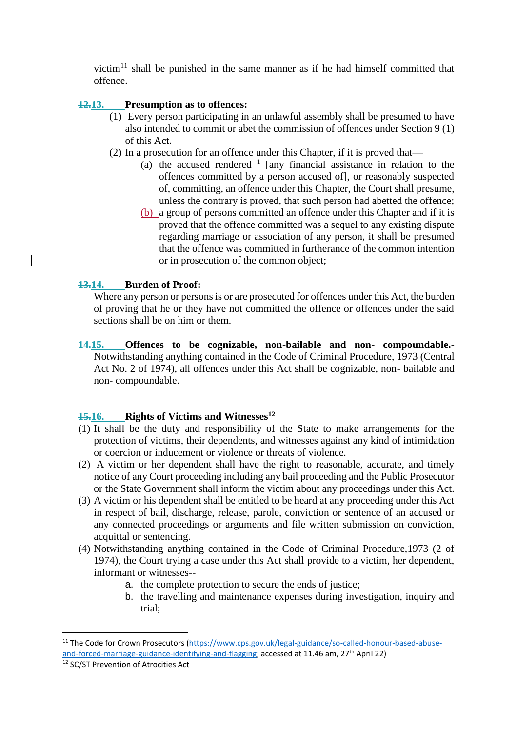victim[11] shall be punished in the same manner as if he had himself committed that offence.

**~~12.~~13. Presumption as to offences:**

(1) Every person participating in an unlawful assembly shall be presumed to have also intended to commit or abet the commission of offences under Section 9 (1) of this Act.

(2) In a prosecution for an offence under this Chapter, if it is proved that—

(a) the accused rendered [1] [any financial assistance in relation to the offences committed by a person accused of], or reasonably suspected of, committing, an offence under this Chapter, the Court shall presume, unless the contrary is proved, that such person had abetted the offence;

(b) a group of persons committed an offence under this Chapter and if it is proved that the offence committed was a sequel to any existing dispute regarding marriage or association of any person, it shall be presumed that the offence was committed in furtherance of the common intention or in prosecution of the common object;

**~~13.~~14. Burden of Proof:**

Where any person or persons is or are prosecuted for offences under this Act, the burden of proving that he or they have not committed the offence or offences under the said sections shall be on him or them.

**~~14.~~15. Offences to be cognizable, non-bailable and non- compoundable.-** Notwithstanding anything contained in the Code of Criminal Procedure, 1973 (Central Act No. 2 of 1974), all offences under this Act shall be cognizable, non- bailable and non- compoundable.

**~~15.~~16. Rights of Victims and Witnesses[12]**

(1) It shall be the duty and responsibility of the State to make arrangements for the protection of victims, their dependents, and witnesses against any kind of intimidation or coercion or inducement or violence or threats of violence.

(2) A victim or her dependent shall have the right to reasonable, accurate, and timely notice of any Court proceeding including any bail proceeding and the Public Prosecutor or the State Government shall inform the victim about any proceedings under this Act.

(3) A victim or his dependent shall be entitled to be heard at any proceeding under this Act in respect of bail, discharge, release, parole, conviction or sentence of an accused or any connected proceedings or arguments and file written submission on conviction, acquittal or sentencing.

(4) Notwithstanding anything contained in the Code of Criminal Procedure,1973 (2 of 1974), the Court trying a case under this Act shall provide to a victim, her dependent, informant or witnesses--

a. the complete protection to secure the ends of justice;
b. the travelling and maintenance expenses during investigation, inquiry and trial;

---

[11] The Code for Crown Prosecutors (https://www.cps.gov.uk/legal-guidance/so-called-honour-based-abuse-and-forced-marriage-guidance-identifying-and-flagging; accessed at 11.46 am, 27th April 22)

[12] SC/ST Prevention of Atrocities Act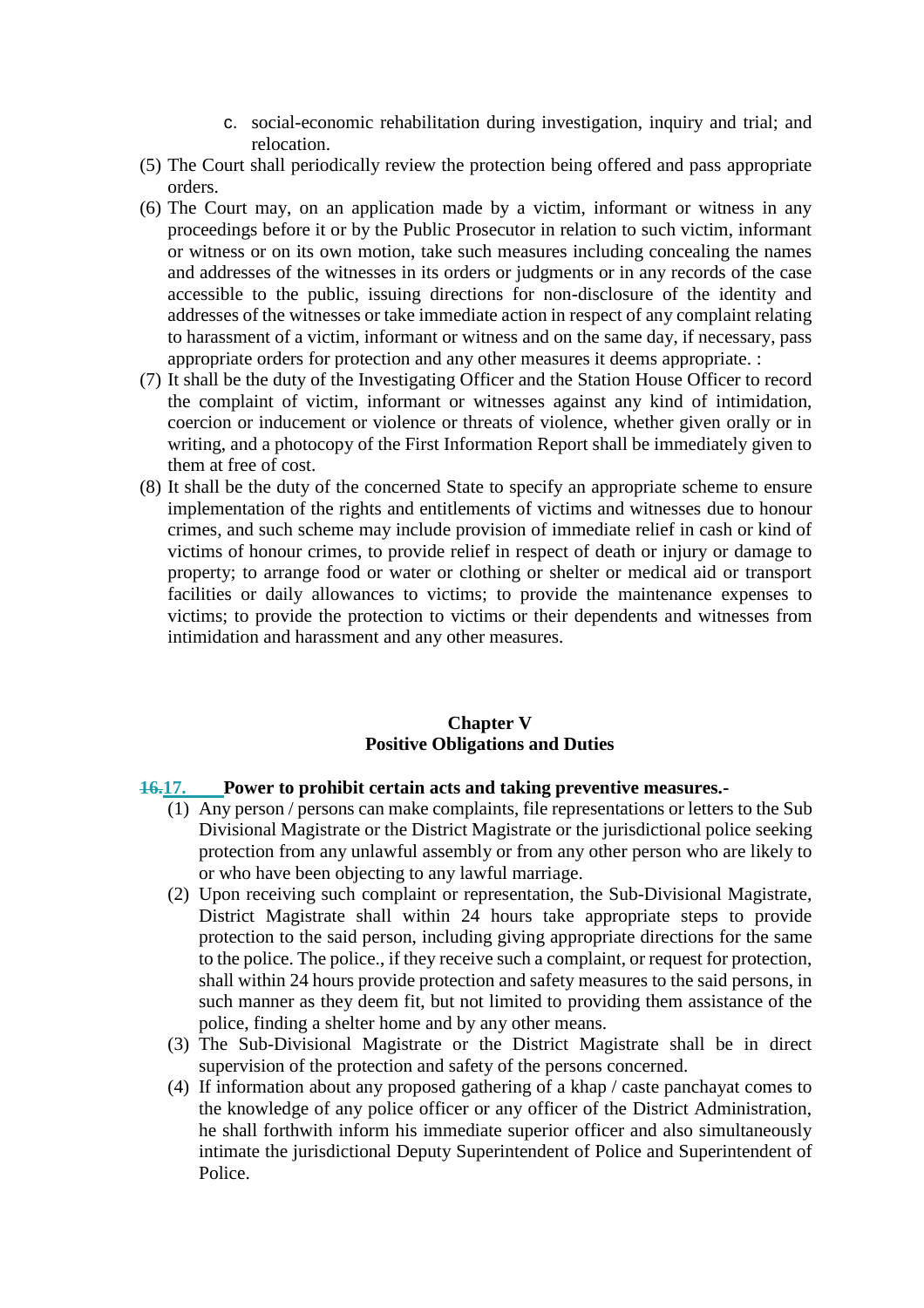c. social-economic rehabilitation during investigation, inquiry and trial; and relocation.

(5) The Court shall periodically review the protection being offered and pass appropriate orders.

(6) The Court may, on an application made by a victim, informant or witness in any proceedings before it or by the Public Prosecutor in relation to such victim, informant or witness or on its own motion, take such measures including concealing the names and addresses of the witnesses in its orders or judgments or in any records of the case accessible to the public, issuing directions for non-disclosure of the identity and addresses of the witnesses or take immediate action in respect of any complaint relating to harassment of a victim, informant or witness and on the same day, if necessary, pass appropriate orders for protection and any other measures it deems appropriate. :

(7) It shall be the duty of the Investigating Officer and the Station House Officer to record the complaint of victim, informant or witnesses against any kind of intimidation, coercion or inducement or violence or threats of violence, whether given orally or in writing, and a photocopy of the First Information Report shall be immediately given to them at free of cost.

(8) It shall be the duty of the concerned State to specify an appropriate scheme to ensure implementation of the rights and entitlements of victims and witnesses due to honour crimes, and such scheme may include provision of immediate relief in cash or kind of victims of honour crimes, to provide relief in respect of death or injury or damage to property; to arrange food or water or clothing or shelter or medical aid or transport facilities or daily allowances to victims; to provide the maintenance expenses to victims; to provide the protection to victims or their dependents and witnesses from intimidation and harassment and any other measures.

## Chapter V
## Positive Obligations and Duties

**~~16.~~17. Power to prohibit certain acts and taking preventive measures.-**

(1) Any person / persons can make complaints, file representations or letters to the Sub Divisional Magistrate or the District Magistrate or the jurisdictional police seeking protection from any unlawful assembly or from any other person who are likely to or who have been objecting to any lawful marriage.

(2) Upon receiving such complaint or representation, the Sub-Divisional Magistrate, District Magistrate shall within 24 hours take appropriate steps to provide protection to the said person, including giving appropriate directions for the same to the police. The police., if they receive such a complaint, or request for protection, shall within 24 hours provide protection and safety measures to the said persons, in such manner as they deem fit, but not limited to providing them assistance of the police, finding a shelter home and by any other means.

(3) The Sub-Divisional Magistrate or the District Magistrate shall be in direct supervision of the protection and safety of the persons concerned.

(4) If information about any proposed gathering of a khap / caste panchayat comes to the knowledge of any police officer or any officer of the District Administration, he shall forthwith inform his immediate superior officer and also simultaneously intimate the jurisdictional Deputy Superintendent of Police and Superintendent of Police.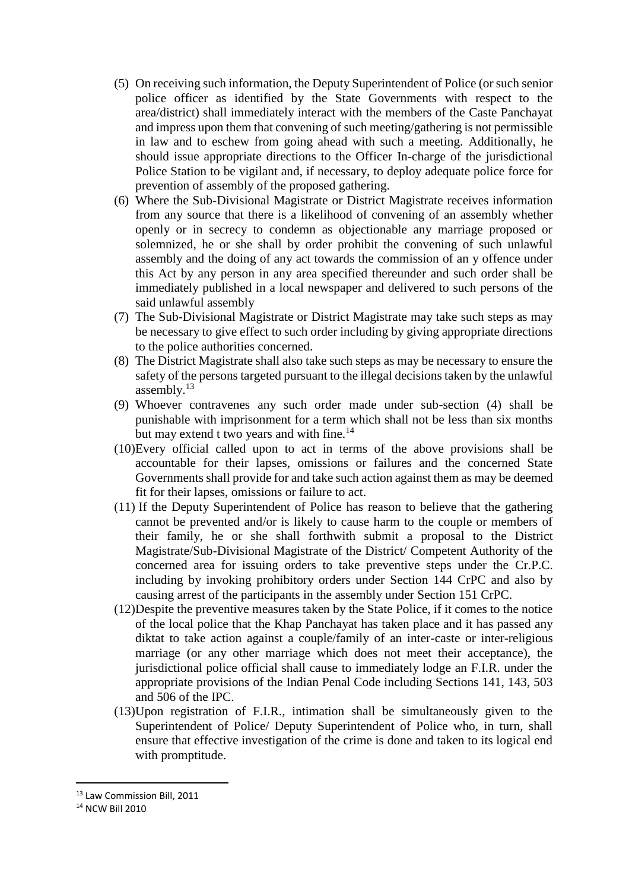(5) On receiving such information, the Deputy Superintendent of Police (or such senior police officer as identified by the State Governments with respect to the area/district) shall immediately interact with the members of the Caste Panchayat and impress upon them that convening of such meeting/gathering is not permissible in law and to eschew from going ahead with such a meeting. Additionally, he should issue appropriate directions to the Officer In-charge of the jurisdictional Police Station to be vigilant and, if necessary, to deploy adequate police force for prevention of assembly of the proposed gathering.

(6) Where the Sub-Divisional Magistrate or District Magistrate receives information from any source that there is a likelihood of convening of an assembly whether openly or in secrecy to condemn as objectionable any marriage proposed or solemnized, he or she shall by order prohibit the convening of such unlawful assembly and the doing of any act towards the commission of an y offence under this Act by any person in any area specified thereunder and such order shall be immediately published in a local newspaper and delivered to such persons of the said unlawful assembly

(7) The Sub-Divisional Magistrate or District Magistrate may take such steps as may be necessary to give effect to such order including by giving appropriate directions to the police authorities concerned.

(8) The District Magistrate shall also take such steps as may be necessary to ensure the safety of the persons targeted pursuant to the illegal decisions taken by the unlawful assembly.[13]

(9) Whoever contravenes any such order made under sub-section (4) shall be punishable with imprisonment for a term which shall not be less than six months but may extend t two years and with fine.[14]

(10) Every official called upon to act in terms of the above provisions shall be accountable for their lapses, omissions or failures and the concerned State Governments shall provide for and take such action against them as may be deemed fit for their lapses, omissions or failure to act.

(11) If the Deputy Superintendent of Police has reason to believe that the gathering cannot be prevented and/or is likely to cause harm to the couple or members of their family, he or she shall forthwith submit a proposal to the District Magistrate/Sub-Divisional Magistrate of the District/ Competent Authority of the concerned area for issuing orders to take preventive steps under the Cr.P.C. including by invoking prohibitory orders under Section 144 CrPC and also by causing arrest of the participants in the assembly under Section 151 CrPC.

(12) Despite the preventive measures taken by the State Police, if it comes to the notice of the local police that the Khap Panchayat has taken place and it has passed any diktat to take action against a couple/family of an inter-caste or inter-religious marriage (or any other marriage which does not meet their acceptance), the jurisdictional police official shall cause to immediately lodge an F.I.R. under the appropriate provisions of the Indian Penal Code including Sections 141, 143, 503 and 506 of the IPC.

(13) Upon registration of F.I.R., intimation shall be simultaneously given to the Superintendent of Police/ Deputy Superintendent of Police who, in turn, shall ensure that effective investigation of the crime is done and taken to its logical end with promptitude.

---

[13] Law Commission Bill, 2011

[14] NCW Bill 2010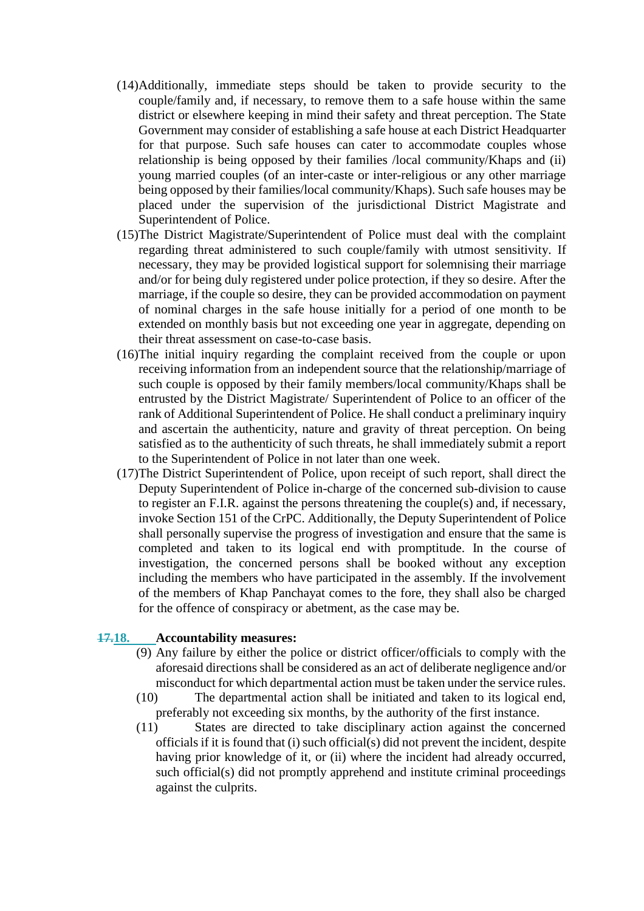(14) Additionally, immediate steps should be taken to provide security to the couple/family and, if necessary, to remove them to a safe house within the same district or elsewhere keeping in mind their safety and threat perception. The State Government may consider of establishing a safe house at each District Headquarter for that purpose. Such safe houses can cater to accommodate couples whose relationship is being opposed by their families /local community/Khaps and (ii) young married couples (of an inter-caste or inter-religious or any other marriage being opposed by their families/local community/Khaps). Such safe houses may be placed under the supervision of the jurisdictional District Magistrate and Superintendent of Police.

(15) The District Magistrate/Superintendent of Police must deal with the complaint regarding threat administered to such couple/family with utmost sensitivity. If necessary, they may be provided logistical support for solemnising their marriage and/or for being duly registered under police protection, if they so desire. After the marriage, if the couple so desire, they can be provided accommodation on payment of nominal charges in the safe house initially for a period of one month to be extended on monthly basis but not exceeding one year in aggregate, depending on their threat assessment on case-to-case basis.

(16) The initial inquiry regarding the complaint received from the couple or upon receiving information from an independent source that the relationship/marriage of such couple is opposed by their family members/local community/Khaps shall be entrusted by the District Magistrate/ Superintendent of Police to an officer of the rank of Additional Superintendent of Police. He shall conduct a preliminary inquiry and ascertain the authenticity, nature and gravity of threat perception. On being satisfied as to the authenticity of such threats, he shall immediately submit a report to the Superintendent of Police in not later than one week.

(17) The District Superintendent of Police, upon receipt of such report, shall direct the Deputy Superintendent of Police in-charge of the concerned sub-division to cause to register an F.I.R. against the persons threatening the couple(s) and, if necessary, invoke Section 151 of the CrPC. Additionally, the Deputy Superintendent of Police shall personally supervise the progress of investigation and ensure that the same is completed and taken to its logical end with promptitude. In the course of investigation, the concerned persons shall be booked without any exception including the members who have participated in the assembly. If the involvement of the members of Khap Panchayat comes to the fore, they shall also be charged for the offence of conspiracy or abetment, as the case may be.

**~~17.~~18. Accountability measures:**

(9) Any failure by either the police or district officer/officials to comply with the aforesaid directions shall be considered as an act of deliberate negligence and/or misconduct for which departmental action must be taken under the service rules.

(10) The departmental action shall be initiated and taken to its logical end, preferably not exceeding six months, by the authority of the first instance.

(11) States are directed to take disciplinary action against the concerned officials if it is found that (i) such official(s) did not prevent the incident, despite having prior knowledge of it, or (ii) where the incident had already occurred, such official(s) did not promptly apprehend and institute criminal proceedings against the culprits.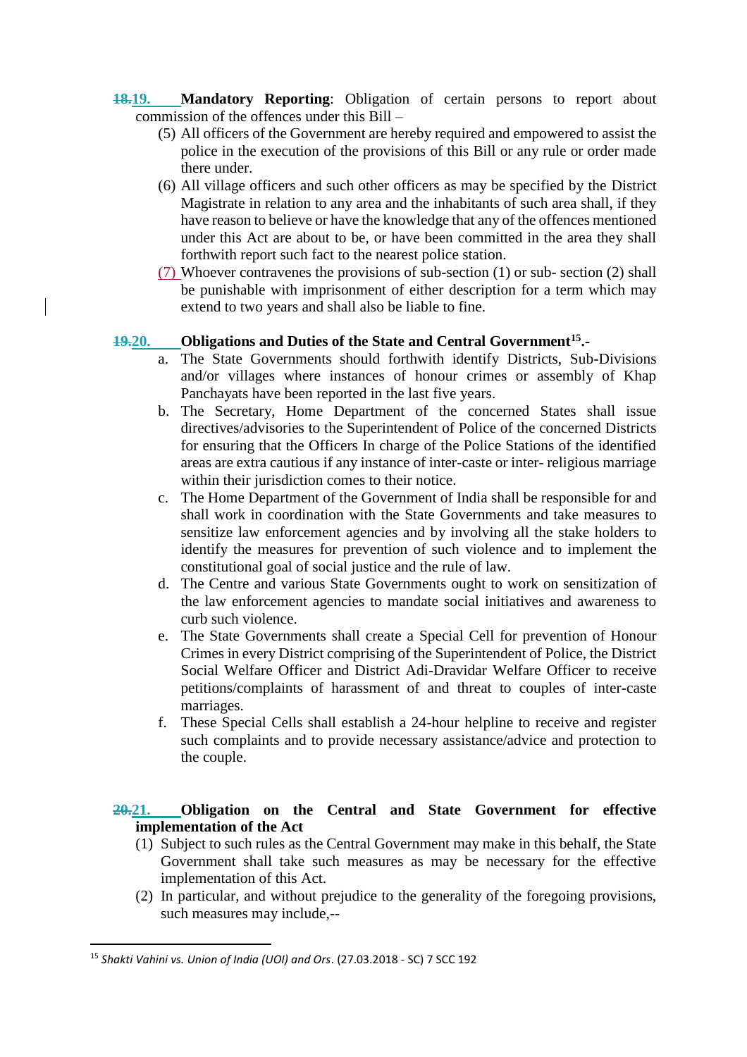~~18.~~19. **Mandatory Reporting**: Obligation of certain persons to report about commission of the offences under this Bill –

(5) All officers of the Government are hereby required and empowered to assist the police in the execution of the provisions of this Bill or any rule or order made there under.

(6) All village officers and such other officers as may be specified by the District Magistrate in relation to any area and the inhabitants of such area shall, if they have reason to believe or have the knowledge that any of the offences mentioned under this Act are about to be, or have been committed in the area they shall forthwith report such fact to the nearest police station.

(7) Whoever contravenes the provisions of sub-section (1) or sub- section (2) shall be punishable with imprisonment of either description for a term which may extend to two years and shall also be liable to fine.

~~19.~~20. **Obligations and Duties of the State and Central Government[15].-**

a. The State Governments should forthwith identify Districts, Sub-Divisions and/or villages where instances of honour crimes or assembly of Khap Panchayats have been reported in the last five years.

b. The Secretary, Home Department of the concerned States shall issue directives/advisories to the Superintendent of Police of the concerned Districts for ensuring that the Officers In charge of the Police Stations of the identified areas are extra cautious if any instance of inter-caste or inter- religious marriage within their jurisdiction comes to their notice.

c. The Home Department of the Government of India shall be responsible for and shall work in coordination with the State Governments and take measures to sensitize law enforcement agencies and by involving all the stake holders to identify the measures for prevention of such violence and to implement the constitutional goal of social justice and the rule of law.

d. The Centre and various State Governments ought to work on sensitization of the law enforcement agencies to mandate social initiatives and awareness to curb such violence.

e. The State Governments shall create a Special Cell for prevention of Honour Crimes in every District comprising of the Superintendent of Police, the District Social Welfare Officer and District Adi-Dravidar Welfare Officer to receive petitions/complaints of harassment of and threat to couples of inter-caste marriages.

f. These Special Cells shall establish a 24-hour helpline to receive and register such complaints and to provide necessary assistance/advice and protection to the couple.

~~20.~~21. **Obligation on the Central and State Government for effective implementation of the Act**

(1) Subject to such rules as the Central Government may make in this behalf, the State Government shall take such measures as may be necessary for the effective implementation of this Act.

(2) In particular, and without prejudice to the generality of the foregoing provisions, such measures may include,--

---

[15] *Shakti Vahini vs. Union of India (UOI) and Ors*. (27.03.2018 - SC) 7 SCC 192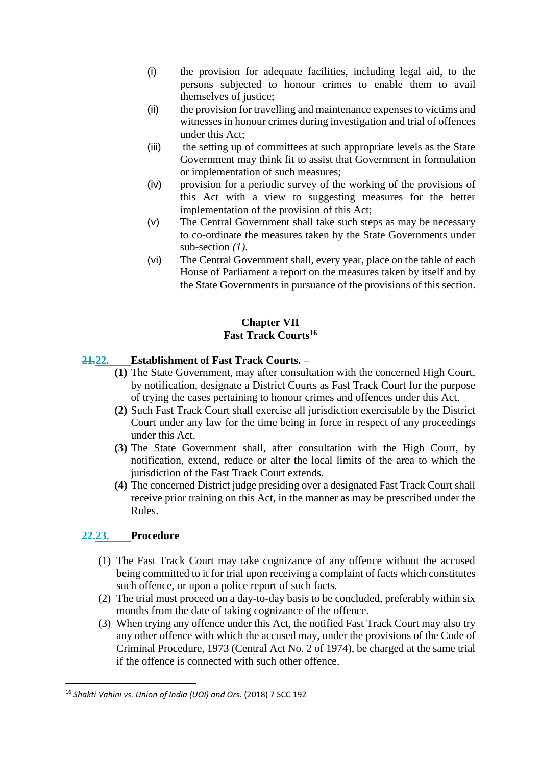(i) the provision for adequate facilities, including legal aid, to the persons subjected to honour crimes to enable them to avail themselves of justice;

(ii) the provision for travelling and maintenance expenses to victims and witnesses in honour crimes during investigation and trial of offences under this Act;

(iii) the setting up of committees at such appropriate levels as the State Government may think fit to assist that Government in formulation or implementation of such measures;

(iv) provision for a periodic survey of the working of the provisions of this Act with a view to suggesting measures for the better implementation of the provision of this Act;

(v) The Central Government shall take such steps as may be necessary to co-ordinate the measures taken by the State Governments under sub-section *(1)*.

(vi) The Central Government shall, every year, place on the table of each House of Parliament a report on the measures taken by itself and by the State Governments in pursuance of the provisions of this section.

## Chapter VII
## Fast Track Courts[16]

**~~21.~~22. Establishment of Fast Track Courts.** –

**(1)** The State Government, may after consultation with the concerned High Court, by notification, designate a District Courts as Fast Track Court for the purpose of trying the cases pertaining to honour crimes and offences under this Act.

**(2)** Such Fast Track Court shall exercise all jurisdiction exercisable by the District Court under any law for the time being in force in respect of any proceedings under this Act.

**(3)** The State Government shall, after consultation with the High Court, by notification, extend, reduce or alter the local limits of the area to which the jurisdiction of the Fast Track Court extends.

**(4)** The concerned District judge presiding over a designated Fast Track Court shall receive prior training on this Act, in the manner as may be prescribed under the Rules.

**~~22.~~23. Procedure**

(1) The Fast Track Court may take cognizance of any offence without the accused being committed to it for trial upon receiving a complaint of facts which constitutes such offence, or upon a police report of such facts.

(2) The trial must proceed on a day-to-day basis to be concluded, preferably within six months from the date of taking cognizance of the offence.

(3) When trying any offence under this Act, the notified Fast Track Court may also try any other offence with which the accused may, under the provisions of the Code of Criminal Procedure, 1973 (Central Act No. 2 of 1974), be charged at the same trial if the offence is connected with such other offence.

---

[16] *Shakti Vahini vs. Union of India (UOI) and Ors*. (2018) 7 SCC 192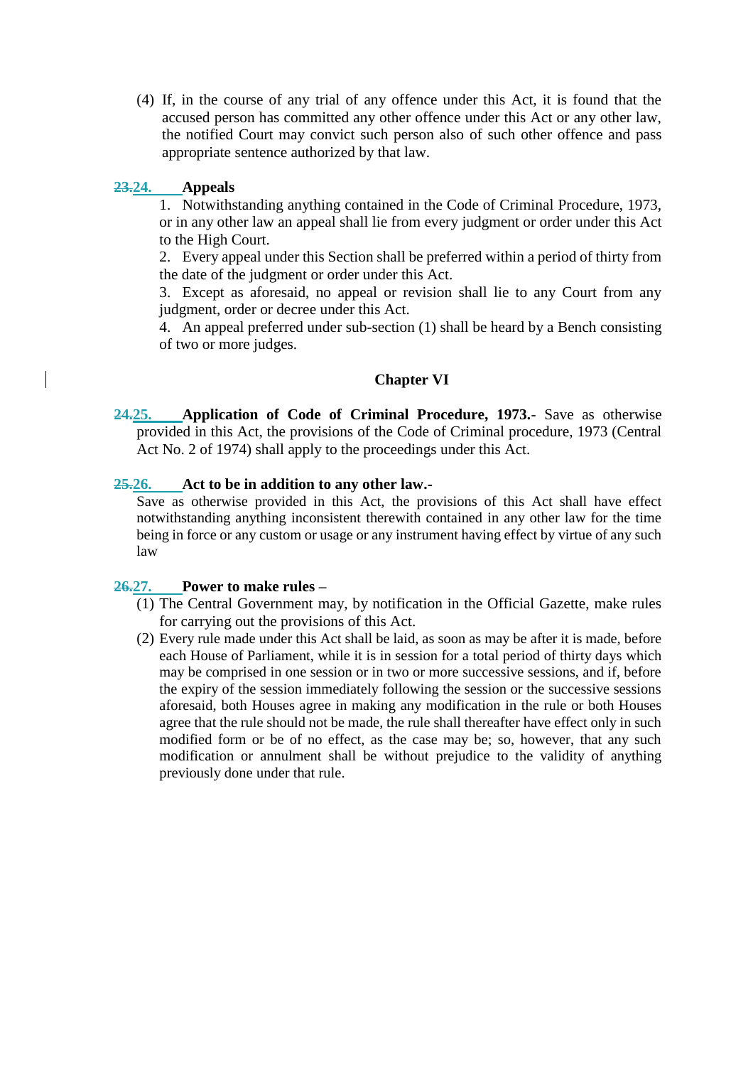(4) If, in the course of any trial of any offence under this Act, it is found that the accused person has committed any other offence under this Act or any other law, the notified Court may convict such person also of such other offence and pass appropriate sentence authorized by that law.

**~~23.~~24. Appeals**

1. Notwithstanding anything contained in the Code of Criminal Procedure, 1973, or in any other law an appeal shall lie from every judgment or order under this Act to the High Court.
2. Every appeal under this Section shall be preferred within a period of thirty from the date of the judgment or order under this Act.
3. Except as aforesaid, no appeal or revision shall lie to any Court from any judgment, order or decree under this Act.
4. An appeal preferred under sub-section (1) shall be heard by a Bench consisting of two or more judges.

## Chapter VI

**~~24.~~25. Application of Code of Criminal Procedure, 1973.-** Save as otherwise provided in this Act, the provisions of the Code of Criminal procedure, 1973 (Central Act No. 2 of 1974) shall apply to the proceedings under this Act.

**~~25.~~26. Act to be in addition to any other law.-**
Save as otherwise provided in this Act, the provisions of this Act shall have effect notwithstanding anything inconsistent therewith contained in any other law for the time being in force or any custom or usage or any instrument having effect by virtue of any such law

**~~26.~~27. Power to make rules –**

(1) The Central Government may, by notification in the Official Gazette, make rules for carrying out the provisions of this Act.

(2) Every rule made under this Act shall be laid, as soon as may be after it is made, before each House of Parliament, while it is in session for a total period of thirty days which may be comprised in one session or in two or more successive sessions, and if, before the expiry of the session immediately following the session or the successive sessions aforesaid, both Houses agree in making any modification in the rule or both Houses agree that the rule should not be made, the rule shall thereafter have effect only in such modified form or be of no effect, as the case may be; so, however, that any such modification or annulment shall be without prejudice to the validity of anything previously done under that rule.